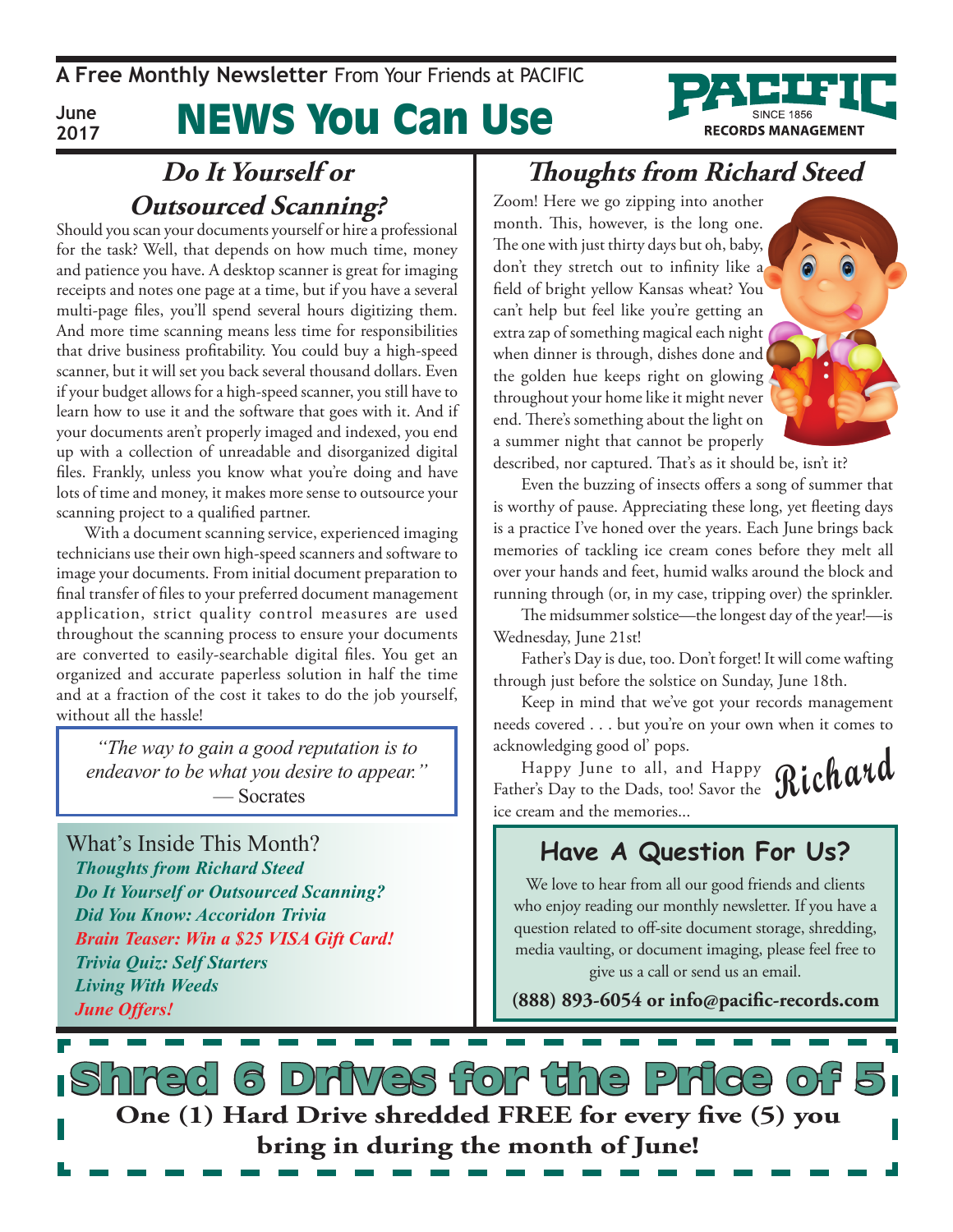A Free Monthly Newsletter From Your Friends at PACIFIC

June 2017

# NEWS You Can Use

PACIFIC SINCE 1856 RECORDS MANAGEMENT

## *Do It Yourself or Outsourced Scanning?*

Should you scan your documents yourself or hire a professional for the task? Well, that depends on how much time, money and patience you have. A desktop scanner is great for imaging receipts and notes one page at a time, but if you have a several multi-page files, you'll spend several hours digitizing them. And more time scanning means less time for responsibilities that drive business profitability. You could buy a high-speed scanner, but it will set you back several thousand dollars. Even if your budget allows for a high-speed scanner, you still have to learn how to use it and the software that goes with it. And if your documents aren't properly imaged and indexed, you end up with a collection of unreadable and disorganized digital files. Frankly, unless you know what you're doing and have lots of time and money, it makes more sense to outsource your scanning project to a qualified partner.

With a document scanning service, experienced imaging technicians use their own high-speed scanners and software to image your documents. From initial document preparation to final transfer of files to your preferred document management application, strict quality control measures are used throughout the scanning process to ensure your documents are converted to easily-searchable digital files. You get an organized and accurate paperless solution in half the time and at a fraction of the cost it takes to do the job yourself, without all the hassle!

> *"The way to gain a good reputation is to endeavor to be what you desire to appear."*
> — Socrates

**What's Inside This Month?**

- *Thoughts from Richard Steed*
- *Do It Yourself or Outsourced Scanning?*
- *Did You Know: Accoridon Trivia*
- *Brain Teaser: Win a $25 VISA Gift Card!*
- *Trivia Quiz: Self Starters*
- *Living With Weeds*
- *June Offers!*

## *Thoughts from Richard Steed*

Zoom! Here we go zipping into another month. This, however, is the long one. The one with just thirty days but oh, baby, don't they stretch out to infinity like a field of bright yellow Kansas wheat? You can't help but feel like you're getting an extra zap of something magical each night when dinner is through, dishes done and the golden hue keeps right on glowing throughout your home like it might never end. There's something about the light on a summer night that cannot be properly described, nor captured. That's as it should be, isn't it?

Even the buzzing of insects offers a song of summer that is worthy of pause. Appreciating these long, yet fleeting days is a practice I've honed over the years. Each June brings back memories of tackling ice cream cones before they melt all over your hands and feet, humid walks around the block and running through (or, in my case, tripping over) the sprinkler.

The midsummer solstice—the longest day of the year!—is Wednesday, June 21st!

Father's Day is due, too. Don't forget! It will come wafting through just before the solstice on Sunday, June 18th.

Keep in mind that we've got your records management needs covered . . . but you're on your own when it comes to acknowledging good ol' pops.

Happy June to all, and Happy Father's Day to the Dads, too! Savor the ice cream and the memories...

*Richard*

## Have A Question For Us?

We love to hear from all our good friends and clients who enjoy reading our monthly newsletter. If you have a question related to off-site document storage, shredding, media vaulting, or document imaging, please feel free to give us a call or send us an email.

**(888) 893-6054 or info@pacific-records.com**

## Shred 6 Drives for the Price of 5

**One (1) Hard Drive shredded FREE for every five (5) you bring in during the month of June!**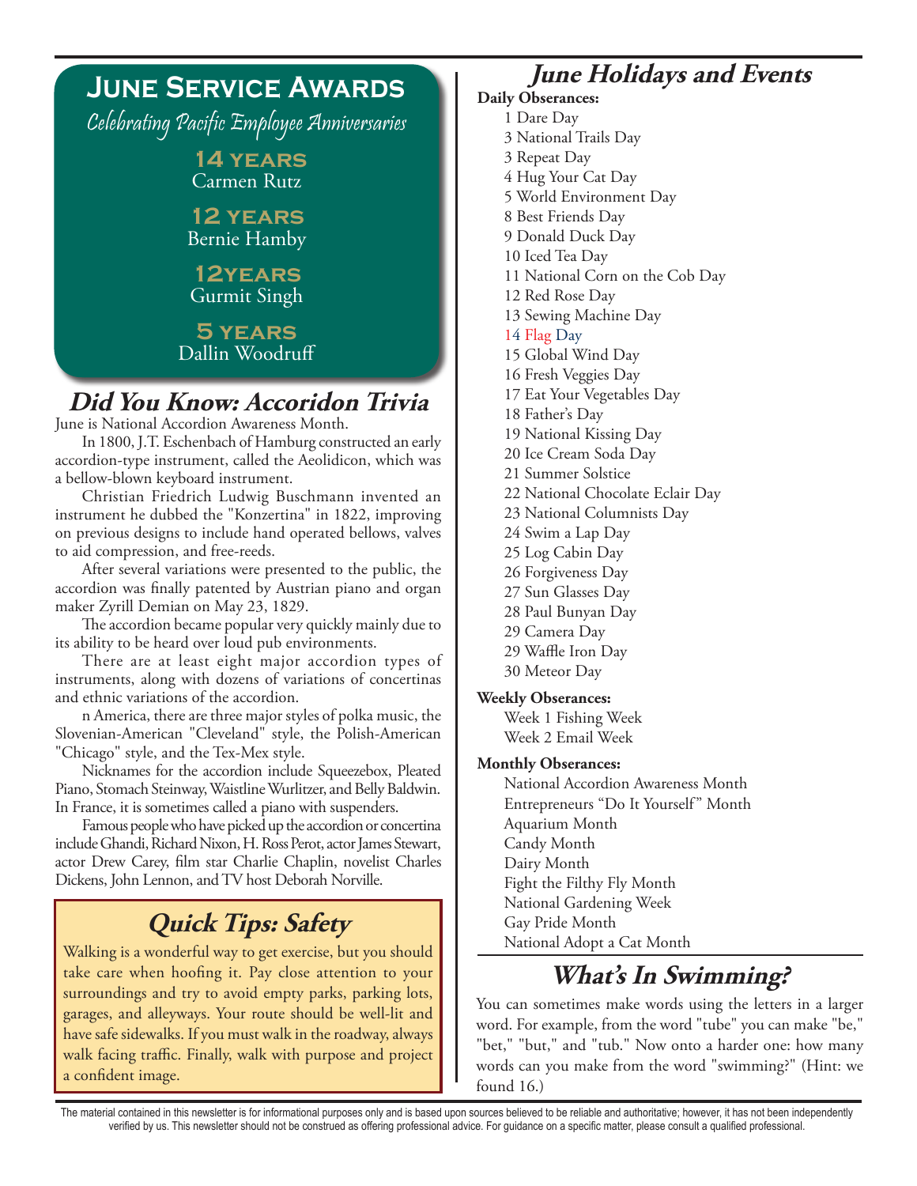## June Service Awards

*Celebrating Pacific Employee Anniversaries*

**14 years**
Carmen Rutz

**12 years**
Bernie Hamby

**12years**
Gurmit Singh

**5 years**
Dallin Woodruff

## *Did You Know: Accoridon Trivia*

June is National Accordion Awareness Month.

In 1800, J.T. Eschenbach of Hamburg constructed an early accordion-type instrument, called the Aeolidicon, which was a bellow-blown keyboard instrument.

Christian Friedrich Ludwig Buschmann invented an instrument he dubbed the "Konzertina" in 1822, improving on previous designs to include hand operated bellows, valves to aid compression, and free-reeds.

After several variations were presented to the public, the accordion was finally patented by Austrian piano and organ maker Zyrill Demian on May 23, 1829.

The accordion became popular very quickly mainly due to its ability to be heard over loud pub environments.

There are at least eight major accordion types of instruments, along with dozens of variations of concertinas and ethnic variations of the accordion.

n America, there are three major styles of polka music, the Slovenian-American "Cleveland" style, the Polish-American "Chicago" style, and the Tex-Mex style.

Nicknames for the accordion include Squeezebox, Pleated Piano, Stomach Steinway, Waistline Wurlitzer, and Belly Baldwin. In France, it is sometimes called a piano with suspenders.

Famous people who have picked up the accordion or concertina include Ghandi, Richard Nixon, H. Ross Perot, actor James Stewart, actor Drew Carey, film star Charlie Chaplin, novelist Charles Dickens, John Lennon, and TV host Deborah Norville.

## *Quick Tips: Safety*

Walking is a wonderful way to get exercise, but you should take care when hoofing it. Pay close attention to your surroundings and try to avoid empty parks, parking lots, garages, and alleyways. Your route should be well-lit and have safe sidewalks. If you must walk in the roadway, always walk facing traffic. Finally, walk with purpose and project a confident image.

## *June Holidays and Events*

**Daily Observances:**

1 Dare Day
3 National Trails Day
3 Repeat Day
4 Hug Your Cat Day
5 World Environment Day
8 Best Friends Day
9 Donald Duck Day
10 Iced Tea Day
11 National Corn on the Cob Day
12 Red Rose Day
13 Sewing Machine Day
14 Flag Day
15 Global Wind Day
16 Fresh Veggies Day
17 Eat Your Vegetables Day
18 Father's Day
19 National Kissing Day
20 Ice Cream Soda Day
21 Summer Solstice
22 National Chocolate Eclair Day
23 National Columnists Day
24 Swim a Lap Day
25 Log Cabin Day
26 Forgiveness Day
27 Sun Glasses Day
28 Paul Bunyan Day
29 Camera Day
29 Waffle Iron Day
30 Meteor Day

**Weekly Observances:**

Week 1 Fishing Week
Week 2 Email Week

**Monthly Observances:**

National Accordion Awareness Month
Entrepreneurs "Do It Yourself" Month
Aquarium Month
Candy Month
Dairy Month
Fight the Filthy Fly Month
National Gardening Week
Gay Pride Month
National Adopt a Cat Month

## *What's In Swimming?*

You can sometimes make words using the letters in a larger word. For example, from the word "tube" you can make "be," "bet," "but," and "tub." Now onto a harder one: how many words can you make from the word "swimming?" (Hint: we found 16.)

The material contained in this newsletter is for informational purposes only and is based upon sources believed to be reliable and authoritative; however, it has not been independently verified by us. This newsletter should not be construed as offering professional advice. For guidance on a specific matter, please consult a qualified professional.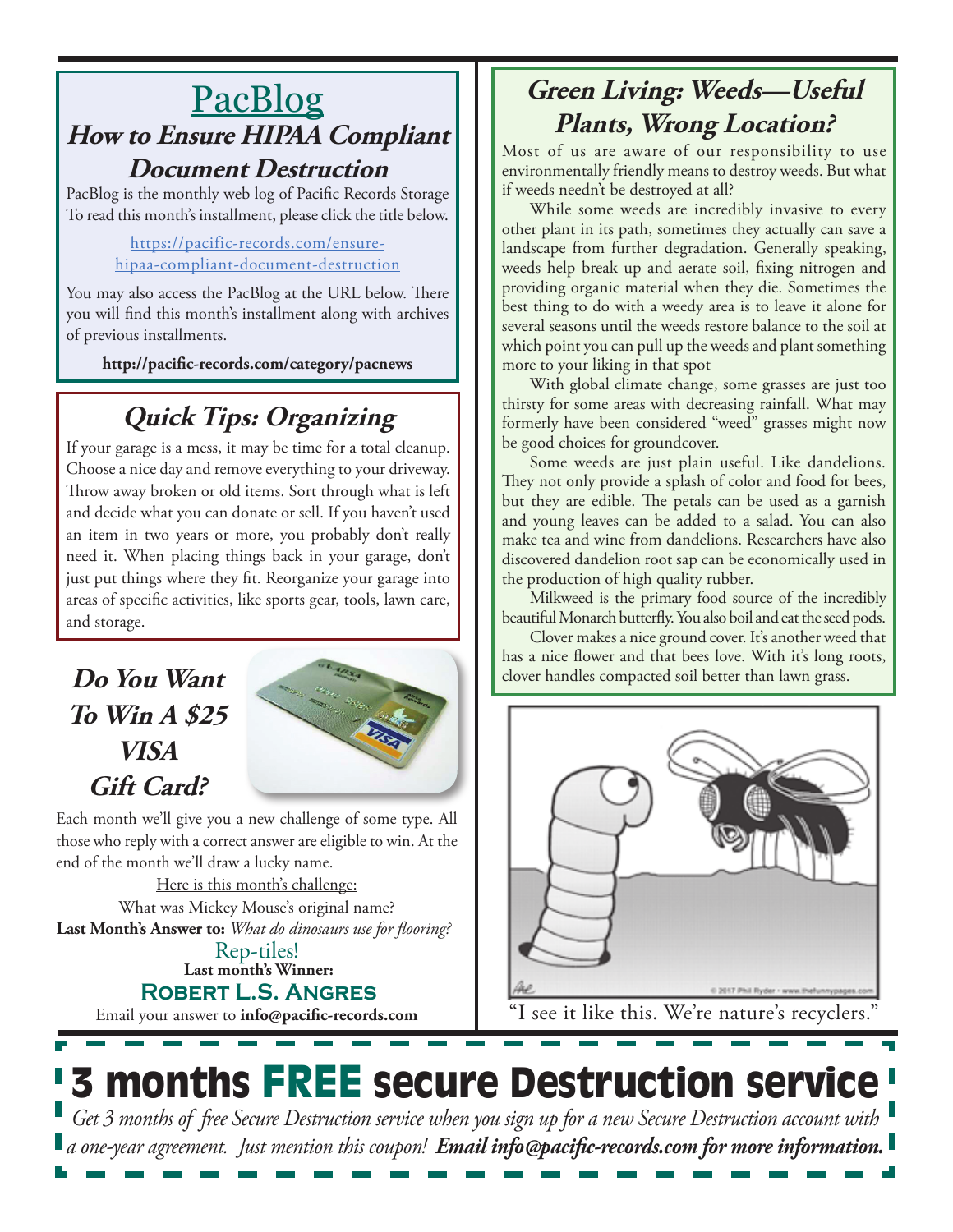# PacBlog

## How to Ensure HIPAA Compliant Document Destruction

PacBlog is the monthly web log of Pacific Records Storage To read this month's installment, please click the title below.

https://pacific-records.com/ensure-hipaa-compliant-document-destruction

You may also access the PacBlog at the URL below. There you will find this month's installment along with archives of previous installments.

**http://pacific-records.com/category/pacnews**

## Quick Tips: Organizing

If your garage is a mess, it may be time for a total cleanup. Choose a nice day and remove everything to your driveway. Throw away broken or old items. Sort through what is left and decide what you can donate or sell. If you haven't used an item in two years or more, you probably don't really need it. When placing things back in your garage, don't just put things where they fit. Reorganize your garage into areas of specific activities, like sports gear, tools, lawn care, and storage.

## Do You Want To Win A $25 VISA Gift Card?

Each month we'll give you a new challenge of some type. All those who reply with a correct answer are eligible to win. At the end of the month we'll draw a lucky name.

Here is this month's challenge:

What was Mickey Mouse's original name?

**Last Month's Answer to:** *What do dinosaurs use for flooring?*

Rep-tiles!

**Last month's Winner:**

**Robert L.S. Angres**

Email your answer to **info@pacific-records.com**

## Green Living: Weeds—Useful Plants, Wrong Location?

Most of us are aware of our responsibility to use environmentally friendly means to destroy weeds. But what if weeds needn't be destroyed at all?

While some weeds are incredibly invasive to every other plant in its path, sometimes they actually can save a landscape from further degradation. Generally speaking, weeds help break up and aerate soil, fixing nitrogen and providing organic material when they die. Sometimes the best thing to do with a weedy area is to leave it alone for several seasons until the weeds restore balance to the soil at which point you can pull up the weeds and plant something more to your liking in that spot

With global climate change, some grasses are just too thirsty for some areas with decreasing rainfall. What may formerly have been considered "weed" grasses might now be good choices for groundcover.

Some weeds are just plain useful. Like dandelions. They not only provide a splash of color and food for bees, but they are edible. The petals can be used as a garnish and young leaves can be added to a salad. You can also make tea and wine from dandelions. Researchers have also discovered dandelion root sap can be economically used in the production of high quality rubber.

Milkweed is the primary food source of the incredibly beautiful Monarch butterfly. You also boil and eat the seed pods.

Clover makes a nice ground cover. It's another weed that has a nice flower and that bees love. With it's long roots, clover handles compacted soil better than lawn grass.

"I see it like this. We're nature's recyclers."

# 3 months FREE secure Destruction service

*Get 3 months of free Secure Destruction service when you sign up for a new Secure Destruction account with a one-year agreement. Just mention this coupon!* ***Email info@pacific-records.com for more information.***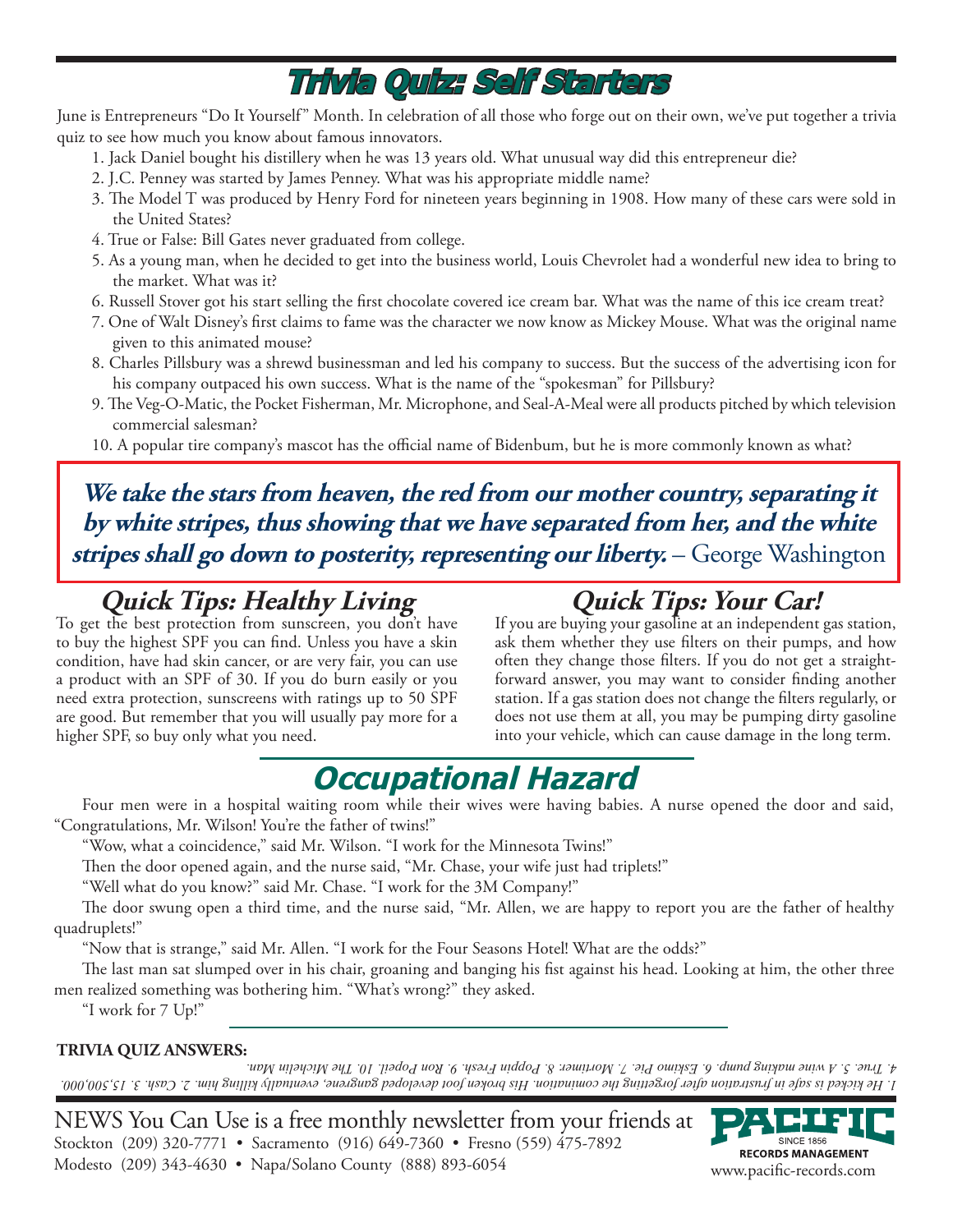# Trivia Quiz: Self Starters

June is Entrepreneurs "Do It Yourself" Month. In celebration of all those who forge out on their own, we've put together a trivia quiz to see how much you know about famous innovators.

1. Jack Daniel bought his distillery when he was 13 years old. What unusual way did this entrepreneur die?
2. J.C. Penney was started by James Penney. What was his appropriate middle name?
3. The Model T was produced by Henry Ford for nineteen years beginning in 1908. How many of these cars were sold in the United States?
4. True or False: Bill Gates never graduated from college.
5. As a young man, when he decided to get into the business world, Louis Chevrolet had a wonderful new idea to bring to the market. What was it?
6. Russell Stover got his start selling the first chocolate covered ice cream bar. What was the name of this ice cream treat?
7. One of Walt Disney's first claims to fame was the character we now know as Mickey Mouse. What was the original name given to this animated mouse?
8. Charles Pillsbury was a shrewd businessman and led his company to success. But the success of the advertising icon for his company outpaced his own success. What is the name of the "spokesman" for Pillsbury?
9. The Veg-O-Matic, the Pocket Fisherman, Mr. Microphone, and Seal-A-Meal were all products pitched by which television commercial salesman?
10. A popular tire company's mascot has the official name of Bidenbum, but he is more commonly known as what?

***We take the stars from heaven, the red from our mother country, separating it by white stripes, thus showing that we have separated from her, and the white stripes shall go down to posterity, representing our liberty.*** – George Washington

## Quick Tips: Healthy Living

To get the best protection from sunscreen, you don't have to buy the highest SPF you can find. Unless you have a skin condition, have had skin cancer, or are very fair, you can use a product with an SPF of 30. If you do burn easily or you need extra protection, sunscreens with ratings up to 50 SPF are good. But remember that you will usually pay more for a higher SPF, so buy only what you need.

## Quick Tips: Your Car!

If you are buying your gasoline at an independent gas station, ask them whether they use filters on their pumps, and how often they change those filters. If you do not get a straightforward answer, you may want to consider finding another station. If a gas station does not change the filters regularly, or does not use them at all, you may be pumping dirty gasoline into your vehicle, which can cause damage in the long term.

# Occupational Hazard

Four men were in a hospital waiting room while their wives were having babies. A nurse opened the door and said, "Congratulations, Mr. Wilson! You're the father of twins!"

"Wow, what a coincidence," said Mr. Wilson. "I work for the Minnesota Twins!"

Then the door opened again, and the nurse said, "Mr. Chase, your wife just had triplets!"

"Well what do you know?" said Mr. Chase. "I work for the 3M Company!"

The door swung open a third time, and the nurse said, "Mr. Allen, we are happy to report you are the father of healthy quadruplets!"

"Now that is strange," said Mr. Allen. "I work for the Four Seasons Hotel! What are the odds?"

The last man sat slumped over in his chair, groaning and banging his fist against his head. Looking at him, the other three men realized something was bothering him. "What's wrong?" they asked.

"I work for 7 Up!"

**TRIVIA QUIZ ANSWERS:**

*1. He kicked is safe in frustration after forgetting the comination. His broken foot developed gangrene, eventually killing him. 2. Cash. 3. 15,500,000. 4. True. 5. A wine making pump. 6. Eskimo Pie. 7. Mortimer. 8. Poppin Fresh. 9. Ron Popeil. 10. The Michelin Man.*

NEWS You Can Use is a free monthly newsletter from your friends at

Stockton (209) 320-7771 • Sacramento (916) 649-7360 • Fresno (559) 475-7892
Modesto (209) 343-4630 • Napa/Solano County (888) 893-6054

PACIFIC SINCE 1856 RECORDS MANAGEMENT
www.pacific-records.com